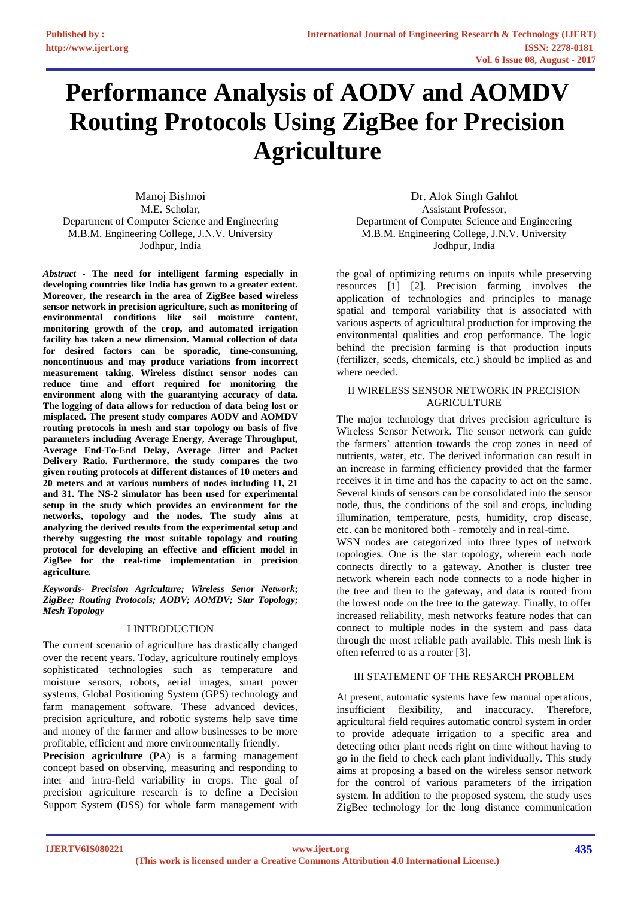# Performance Analysis of AODV and AOMDV Routing Protocols Using ZigBee for Precision Agriculture

Manoj Bishnoi
M.E. Scholar,
Department of Computer Science and Engineering
M.B.M. Engineering College, J.N.V. University
Jodhpur, India

Dr. Alok Singh Gahlot
Assistant Professor,
Department of Computer Science and Engineering
M.B.M. Engineering College, J.N.V. University
Jodhpur, India

***Abstract* - The need for intelligent farming especially in developing countries like India has grown to a greater extent. Moreover, the research in the area of ZigBee based wireless sensor network in precision agriculture, such as monitoring of environmental conditions like soil moisture content, monitoring growth of the crop, and automated irrigation facility has taken a new dimension. Manual collection of data for desired factors can be sporadic, time-consuming, noncontinuous and may produce variations from incorrect measurement taking. Wireless distinct sensor nodes can reduce time and effort required for monitoring the environment along with the guarantying accuracy of data. The logging of data allows for reduction of data being lost or misplaced. The present study compares AODV and AOMDV routing protocols in mesh and star topology on basis of five parameters including Average Energy, Average Throughput, Average End-To-End Delay, Average Jitter and Packet Delivery Ratio. Furthermore, the study compares the two given routing protocols at different distances of 10 meters and 20 meters and at various numbers of nodes including 11, 21 and 31. The NS-2 simulator has been used for experimental setup in the study which provides an environment for the networks, topology and the nodes. The study aims at analyzing the derived results from the experimental setup and thereby suggesting the most suitable topology and routing protocol for developing an effective and efficient model in ZigBee for the real-time implementation in precision agriculture.**

***Keywords- Precision Agriculture; Wireless Senor Network; ZigBee; Routing Protocols; AODV; AOMDV; Star Topology; Mesh Topology***

## I INTRODUCTION

The current scenario of agriculture has drastically changed over the recent years. Today, agriculture routinely employs sophisticated technologies such as temperature and moisture sensors, robots, aerial images, smart power systems, Global Positioning System (GPS) technology and farm management software. These advanced devices, precision agriculture, and robotic systems help save time and money of the farmer and allow businesses to be more profitable, efficient and more environmentally friendly.

**Precision agriculture** (PA) is a farming management concept based on observing, measuring and responding to inter and intra-field variability in crops. The goal of precision agriculture research is to define a Decision Support System (DSS) for whole farm management with the goal of optimizing returns on inputs while preserving resources [1] [2]. Precision farming involves the application of technologies and principles to manage spatial and temporal variability that is associated with various aspects of agricultural production for improving the environmental qualities and crop performance. The logic behind the precision farming is that production inputs (fertilizer, seeds, chemicals, etc.) should be implied as and where needed.

## II WIRELESS SENSOR NETWORK IN PRECISION AGRICULTURE

The major technology that drives precision agriculture is Wireless Sensor Network. The sensor network can guide the farmers' attention towards the crop zones in need of nutrients, water, etc. The derived information can result in an increase in farming efficiency provided that the farmer receives it in time and has the capacity to act on the same. Several kinds of sensors can be consolidated into the sensor node, thus, the conditions of the soil and crops, including illumination, temperature, pests, humidity, crop disease, etc. can be monitored both - remotely and in real-time.

WSN nodes are categorized into three types of network topologies. One is the star topology, wherein each node connects directly to a gateway. Another is cluster tree network wherein each node connects to a node higher in the tree and then to the gateway, and data is routed from the lowest node on the tree to the gateway. Finally, to offer increased reliability, mesh networks feature nodes that can connect to multiple nodes in the system and pass data through the most reliable path available. This mesh link is often referred to as a router [3].

## III STATEMENT OF THE RESARCH PROBLEM

At present, automatic systems have few manual operations, insufficient flexibility, and inaccuracy. Therefore, agricultural field requires automatic control system in order to provide adequate irrigation to a specific area and detecting other plant needs right on time without having to go in the field to check each plant individually. This study aims at proposing a based on the wireless sensor network for the control of various parameters of the irrigation system. In addition to the proposed system, the study uses ZigBee technology for the long distance communication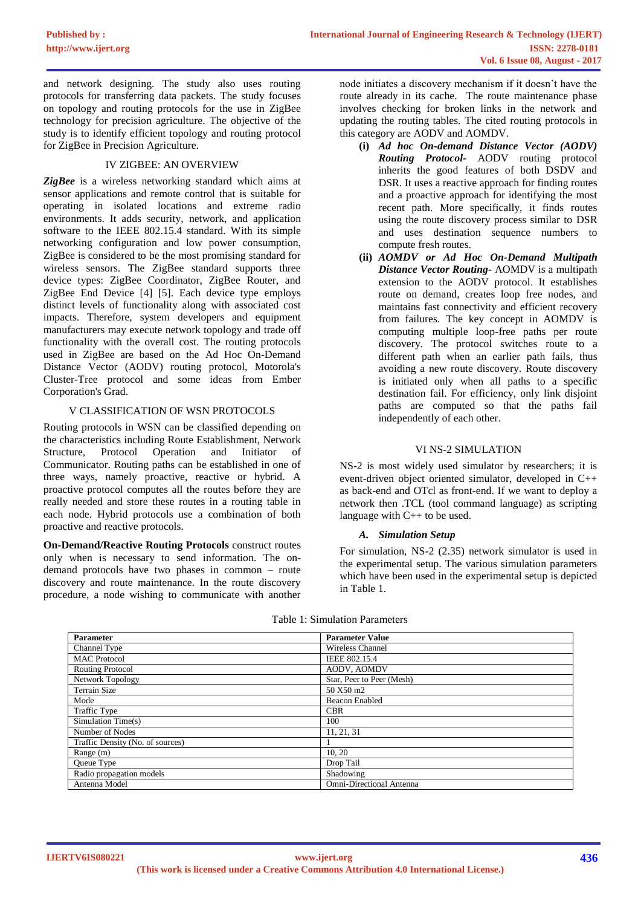and network designing. The study also uses routing protocols for transferring data packets. The study focuses on topology and routing protocols for the use in ZigBee technology for precision agriculture. The objective of the study is to identify efficient topology and routing protocol for ZigBee in Precision Agriculture.

## IV ZIGBEE: AN OVERVIEW

***ZigBee*** is a wireless networking standard which aims at sensor applications and remote control that is suitable for operating in isolated locations and extreme radio environments. It adds security, network, and application software to the IEEE 802.15.4 standard. With its simple networking configuration and low power consumption, ZigBee is considered to be the most promising standard for wireless sensors. The ZigBee standard supports three device types: ZigBee Coordinator, ZigBee Router, and ZigBee End Device [4] [5]. Each device type employs distinct levels of functionality along with associated cost impacts. Therefore, system developers and equipment manufacturers may execute network topology and trade off functionality with the overall cost. The routing protocols used in ZigBee are based on the Ad Hoc On-Demand Distance Vector (AODV) routing protocol, Motorola's Cluster-Tree protocol and some ideas from Ember Corporation's Grad.

## V CLASSIFICATION OF WSN PROTOCOLS

Routing protocols in WSN can be classified depending on the characteristics including Route Establishment, Network Structure, Protocol Operation and Initiator of Communicator. Routing paths can be established in one of three ways, namely proactive, reactive or hybrid. A proactive protocol computes all the routes before they are really needed and store these routes in a routing table in each node. Hybrid protocols use a combination of both proactive and reactive protocols.

**On-Demand/Reactive Routing Protocols** construct routes only when is necessary to send information. The on-demand protocols have two phases in common – route discovery and route maintenance. In the route discovery procedure, a node wishing to communicate with another node initiates a discovery mechanism if it doesn't have the route already in its cache. The route maintenance phase involves checking for broken links in the network and updating the routing tables. The cited routing protocols in this category are AODV and AOMDV.

- **(i)** ***Ad hoc On-demand Distance Vector (AODV) Routing Protocol-*** AODV routing protocol inherits the good features of both DSDV and DSR. It uses a reactive approach for finding routes and a proactive approach for identifying the most recent path. More specifically, it finds routes using the route discovery process similar to DSR and uses destination sequence numbers to compute fresh routes.
- **(ii)** ***AOMDV or Ad Hoc On-Demand Multipath Distance Vector Routing-*** AOMDV is a multipath extension to the AODV protocol. It establishes route on demand, creates loop free nodes, and maintains fast connectivity and efficient recovery from failures. The key concept in AOMDV is computing multiple loop-free paths per route discovery. The protocol switches route to a different path when an earlier path fails, thus avoiding a new route discovery. Route discovery is initiated only when all paths to a specific destination fail. For efficiency, only link disjoint paths are computed so that the paths fail independently of each other.

## VI NS-2 SIMULATION

NS-2 is most widely used simulator by researchers; it is event-driven object oriented simulator, developed in C++ as back-end and OTcl as front-end. If we want to deploy a network then .TCL (tool command language) as scripting language with C++ to be used.

### *A. Simulation Setup*

For simulation, NS-2 (2.35) network simulator is used in the experimental setup. The various simulation parameters which have been used in the experimental setup is depicted in Table 1.

Table 1: Simulation Parameters

| Parameter | Parameter Value |
|---|---|
| Channel Type | Wireless Channel |
| MAC Protocol | IEEE 802.15.4 |
| Routing Protocol | AODV, AOMDV |
| Network Topology | Star, Peer to Peer (Mesh) |
| Terrain Size | 50 X50 m2 |
| Mode | Beacon Enabled |
| Traffic Type | CBR |
| Simulation Time(s) | 100 |
| Number of Nodes | 11, 21, 31 |
| Traffic Density (No. of sources) | 1 |
| Range (m) | 10, 20 |
| Queue Type | Drop Tail |
| Radio propagation models | Shadowing |
| Antenna Model | Omni-Directional Antenna |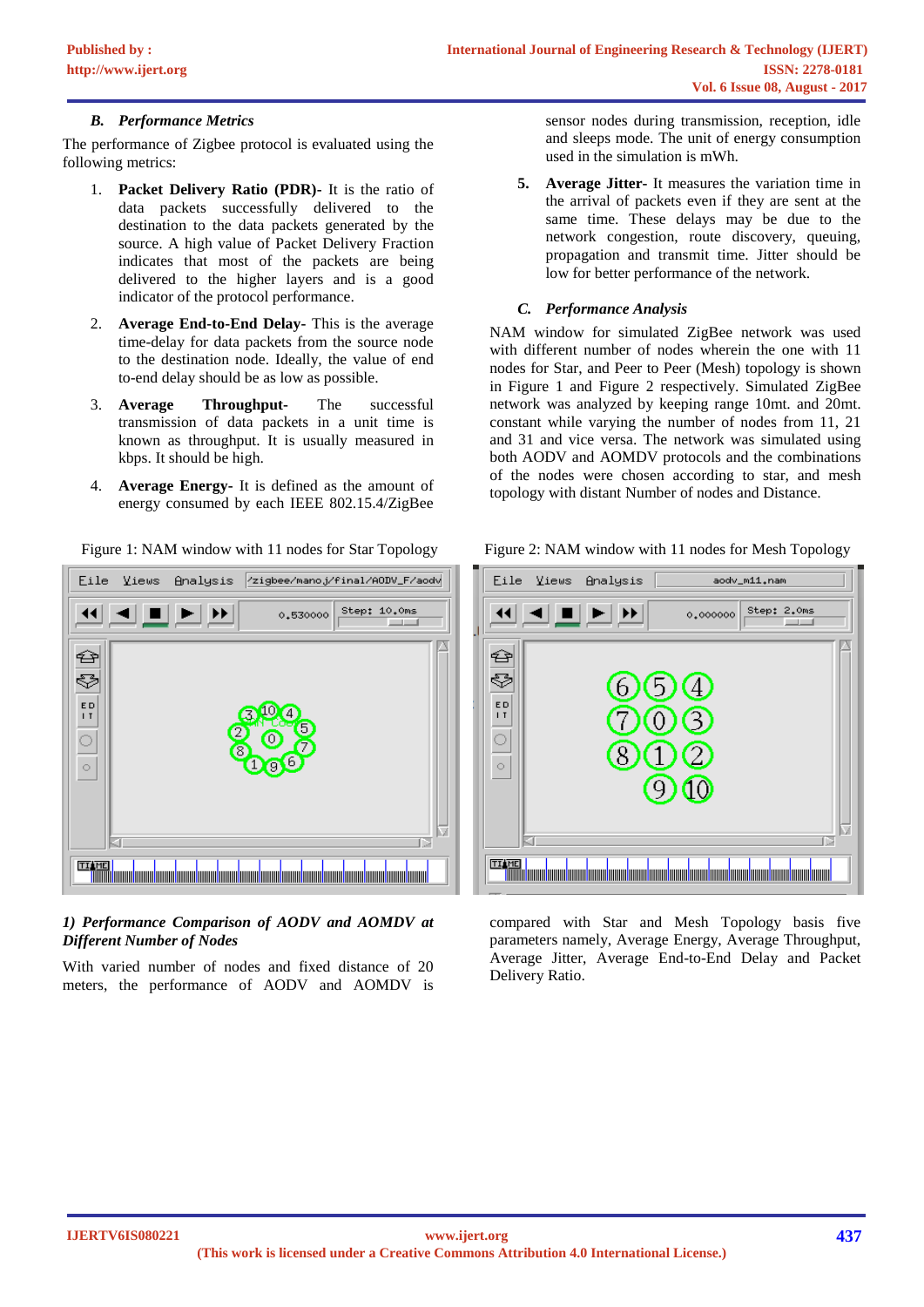### B. Performance Metrics

The performance of Zigbee protocol is evaluated using the following metrics:

1. **Packet Delivery Ratio (PDR)-** It is the ratio of data packets successfully delivered to the destination to the data packets generated by the source. A high value of Packet Delivery Fraction indicates that most of the packets are being delivered to the higher layers and is a good indicator of the protocol performance.
2. **Average End-to-End Delay-** This is the average time-delay for data packets from the source node to the destination node. Ideally, the value of end to-end delay should be as low as possible.
3. **Average Throughput-** The successful transmission of data packets in a unit time is known as throughput. It is usually measured in kbps. It should be high.
4. **Average Energy-** It is defined as the amount of energy consumed by each IEEE 802.15.4/ZigBee sensor nodes during transmission, reception, idle and sleeps mode. The unit of energy consumption used in the simulation is mWh.
5. **Average Jitter-** It measures the variation time in the arrival of packets even if they are sent at the same time. These delays may be due to the network congestion, route discovery, queuing, propagation and transmit time. Jitter should be low for better performance of the network.

### C. Performance Analysis

NAM window for simulated ZigBee network was used with different number of nodes wherein the one with 11 nodes for Star, and Peer to Peer (Mesh) topology is shown in Figure 1 and Figure 2 respectively. Simulated ZigBee network was analyzed by keeping range 10mt. and 20mt. constant while varying the number of nodes from 11, 21 and 31 and vice versa. The network was simulated using both AODV and AOMDV protocols and the combinations of the nodes were chosen according to star, and mesh topology with distant Number of nodes and Distance.

Figure 1: NAM window with 11 nodes for Star Topology

Figure 2: NAM window with 11 nodes for Mesh Topology

#### 1) Performance Comparison of AODV and AOMDV at Different Number of Nodes

With varied number of nodes and fixed distance of 20 meters, the performance of AODV and AOMDV is compared with Star and Mesh Topology basis five parameters namely, Average Energy, Average Throughput, Average Jitter, Average End-to-End Delay and Packet Delivery Ratio.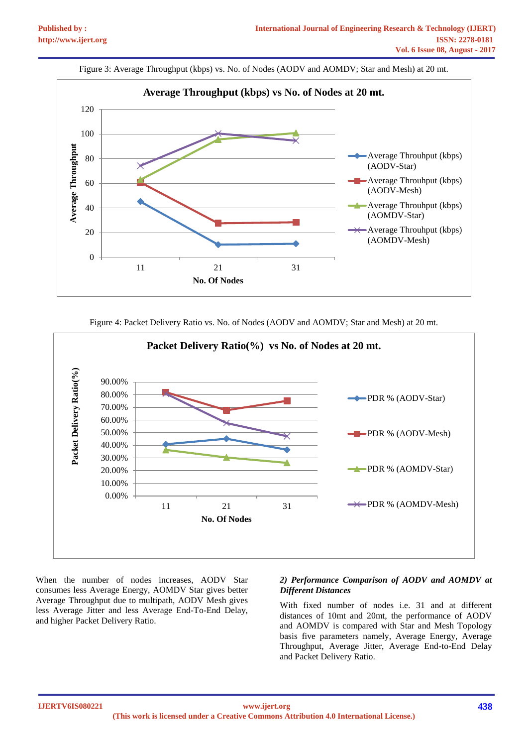Figure 3: Average Throughput (kbps) vs. No. of Nodes (AODV and AOMDV; Star and Mesh) at 20 mt.

Average Throughput (kbps) vs No. of Nodes at 20 mt.

Average Throughput

0
20
40
60
80
100
120

11
21
31

No. Of Nodes

Average Throuhput (kbps) (AODV-Star)
Average Throuhput (kbps) (AODV-Mesh)
Average Throuhput (kbps) (AOMDV-Star)
Average Throuhput (kbps) (AOMDV-Mesh)

Figure 4: Packet Delivery Ratio vs. No. of Nodes (AODV and AOMDV; Star and Mesh) at 20 mt.

Packet Delivery Ratio(%) vs No. of Nodes at 20 mt.

Packet Delivery Ratio(%)

0.00%
10.00%
20.00%
30.00%
40.00%
50.00%
60.00%
70.00%
80.00%
90.00%

11
21
31

No. Of Nodes

PDR % (AODV-Star)
PDR % (AODV-Mesh)
PDR % (AOMDV-Star)
PDR % (AOMDV-Mesh)

When the number of nodes increases, AODV Star consumes less Average Energy, AOMDV Star gives better Average Throughput due to multipath, AODV Mesh gives less Average Jitter and less Average End-To-End Delay, and higher Packet Delivery Ratio.

### *2) Performance Comparison of AODV and AOMDV at Different Distances*

With fixed number of nodes i.e. 31 and at different distances of 10mt and 20mt, the performance of AODV and AOMDV is compared with Star and Mesh Topology basis five parameters namely, Average Energy, Average Throughput, Average Jitter, Average End-to-End Delay and Packet Delivery Ratio.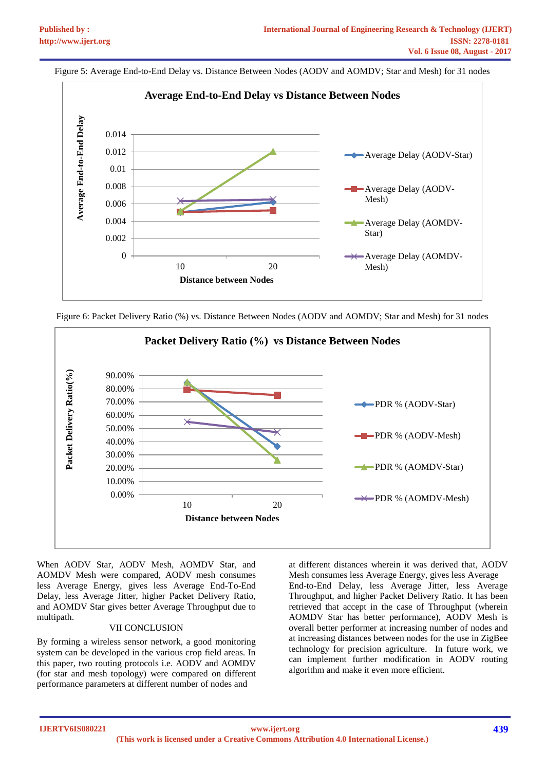Figure 5: Average End-to-End Delay vs. Distance Between Nodes (AODV and AOMDV; Star and Mesh) for 31 nodes

Figure 6: Packet Delivery Ratio (%) vs. Distance Between Nodes (AODV and AOMDV; Star and Mesh) for 31 nodes

When AODV Star, AODV Mesh, AOMDV Star, and AOMDV Mesh were compared, AODV mesh consumes less Average Energy, gives less Average End-To-End Delay, less Average Jitter, higher Packet Delivery Ratio, and AOMDV Star gives better Average Throughput due to multipath.

## VII CONCLUSION

By forming a wireless sensor network, a good monitoring system can be developed in the various crop field areas. In this paper, two routing protocols i.e. AODV and AOMDV (for star and mesh topology) were compared on different performance parameters at different number of nodes and at different distances wherein it was derived that, AODV Mesh consumes less Average Energy, gives less Average End-to-End Delay, less Average Jitter, less Average Throughput, and higher Packet Delivery Ratio. It has been retrieved that accept in the case of Throughput (wherein AOMDV Star has better performance), AODV Mesh is overall better performer at increasing number of nodes and at increasing distances between nodes for the use in ZigBee technology for precision agriculture. In future work, we can implement further modification in AODV routing algorithm and make it even more efficient.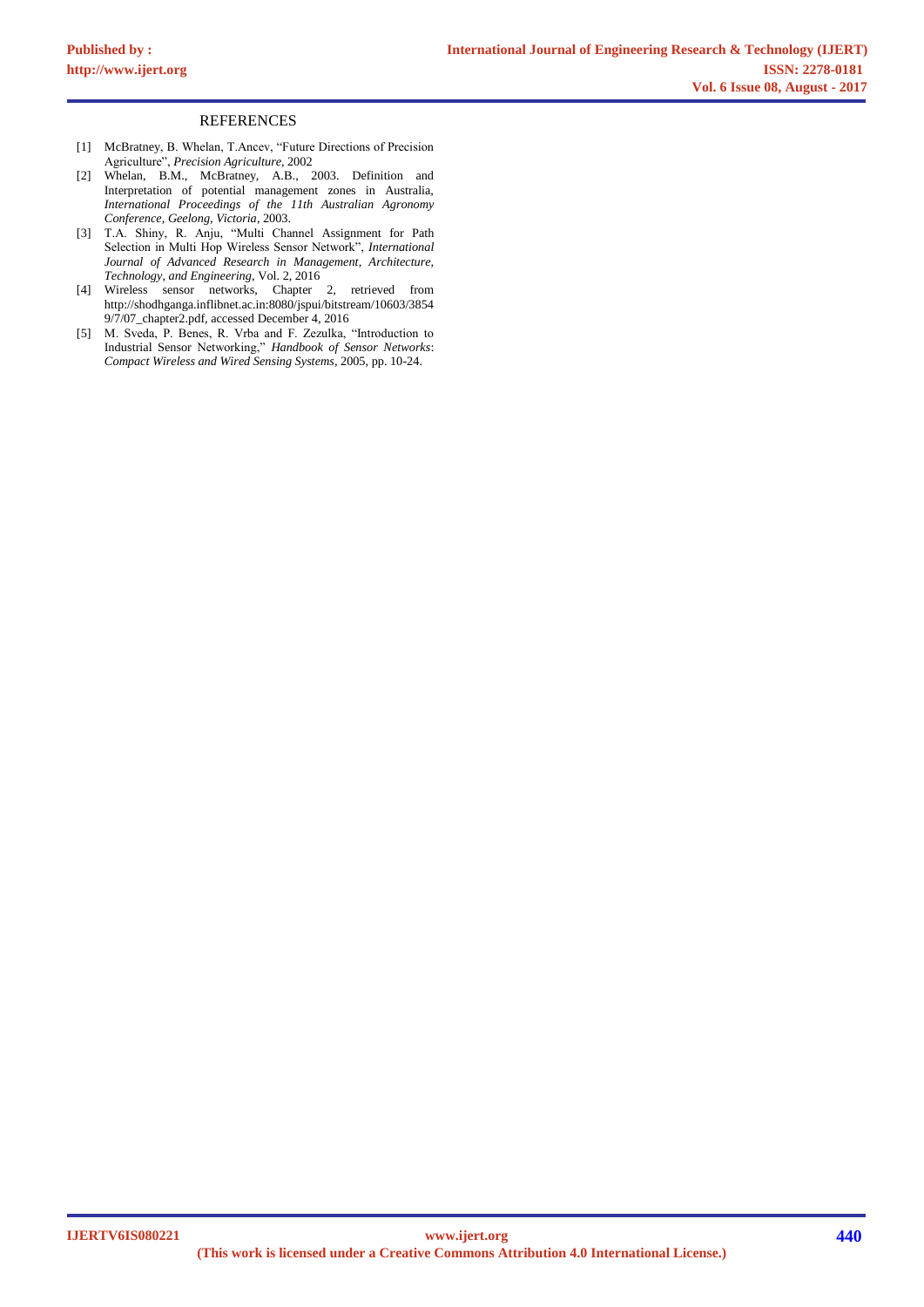## REFERENCES

[1] McBratney, B. Whelan, T.Ancev, "Future Directions of Precision Agriculture", *Precision Agriculture*, 2002

[2] Whelan, B.M., McBratney, A.B., 2003. Definition and Interpretation of potential management zones in Australia, *International Proceedings of the 11th Australian Agronomy Conference, Geelong, Victoria*, 2003.

[3] T.A. Shiny, R. Anju, "Multi Channel Assignment for Path Selection in Multi Hop Wireless Sensor Network", *International Journal of Advanced Research in Management, Architecture, Technology, and Engineering*, Vol. 2, 2016

[4] Wireless sensor networks, Chapter 2, retrieved from http://shodhganga.inflibnet.ac.in:8080/jspui/bitstream/10603/38549/7/07_chapter2.pdf, accessed December 4, 2016

[5] M. Sveda, P. Benes, R. Vrba and F. Zezulka, "Introduction to Industrial Sensor Networking," *Handbook of Sensor Networks*: *Compact Wireless and Wired Sensing Systems*, 2005, pp. 10-24.